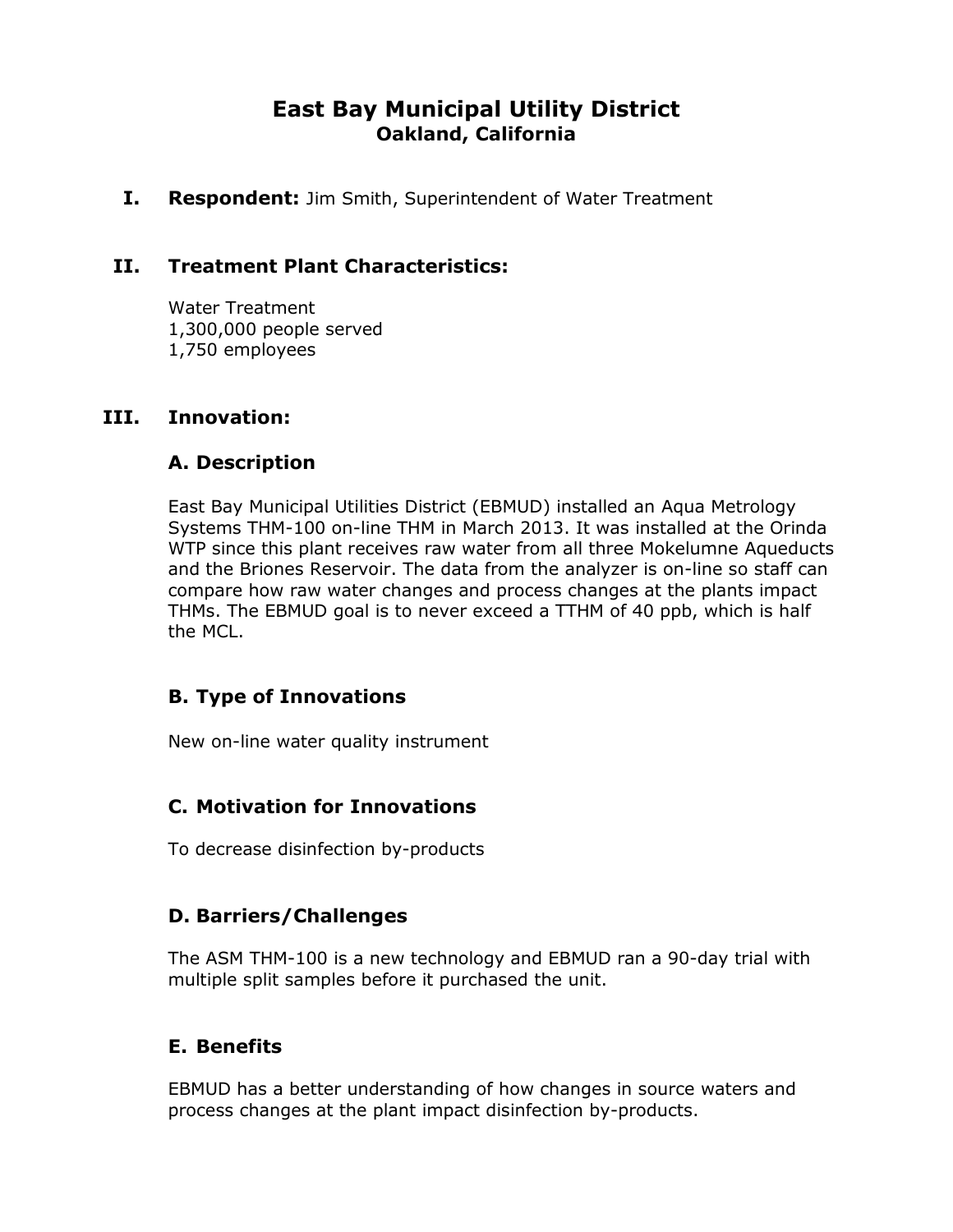# East Bay Municipal Utility District
## Oakland, California

**I. Respondent:** Jim Smith, Superintendent of Water Treatment

## II. Treatment Plant Characteristics:

Water Treatment
1,300,000 people served
1,750 employees

## III. Innovation:

### A. Description

East Bay Municipal Utilities District (EBMUD) installed an Aqua Metrology Systems THM-100 on-line THM in March 2013. It was installed at the Orinda WTP since this plant receives raw water from all three Mokelumne Aqueducts and the Briones Reservoir. The data from the analyzer is on-line so staff can compare how raw water changes and process changes at the plants impact THMs. The EBMUD goal is to never exceed a TTHM of 40 ppb, which is half the MCL.

### B. Type of Innovations

New on-line water quality instrument

### C. Motivation for Innovations

To decrease disinfection by-products

### D. Barriers/Challenges

The ASM THM-100 is a new technology and EBMUD ran a 90-day trial with multiple split samples before it purchased the unit.

### E. Benefits

EBMUD has a better understanding of how changes in source waters and process changes at the plant impact disinfection by-products.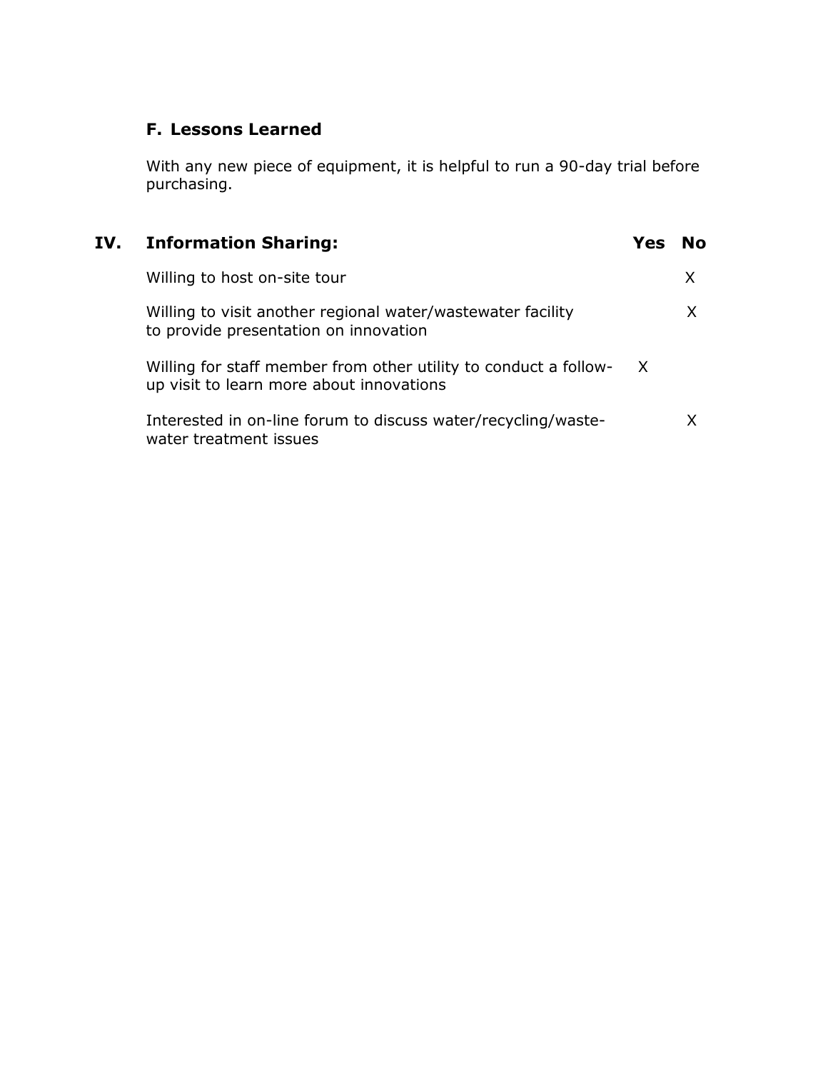### F. Lessons Learned

With any new piece of equipment, it is helpful to run a 90-day trial before purchasing.

## IV. Information Sharing:

| Information Sharing: | Yes | No |
|---|---|---|
| Willing to host on-site tour | | X |
| Willing to visit another regional water/wastewater facility to provide presentation on innovation | | X |
| Willing for staff member from other utility to conduct a follow-up visit to learn more about innovations | X | |
| Interested in on-line forum to discuss water/recycling/waste-water treatment issues | | X |